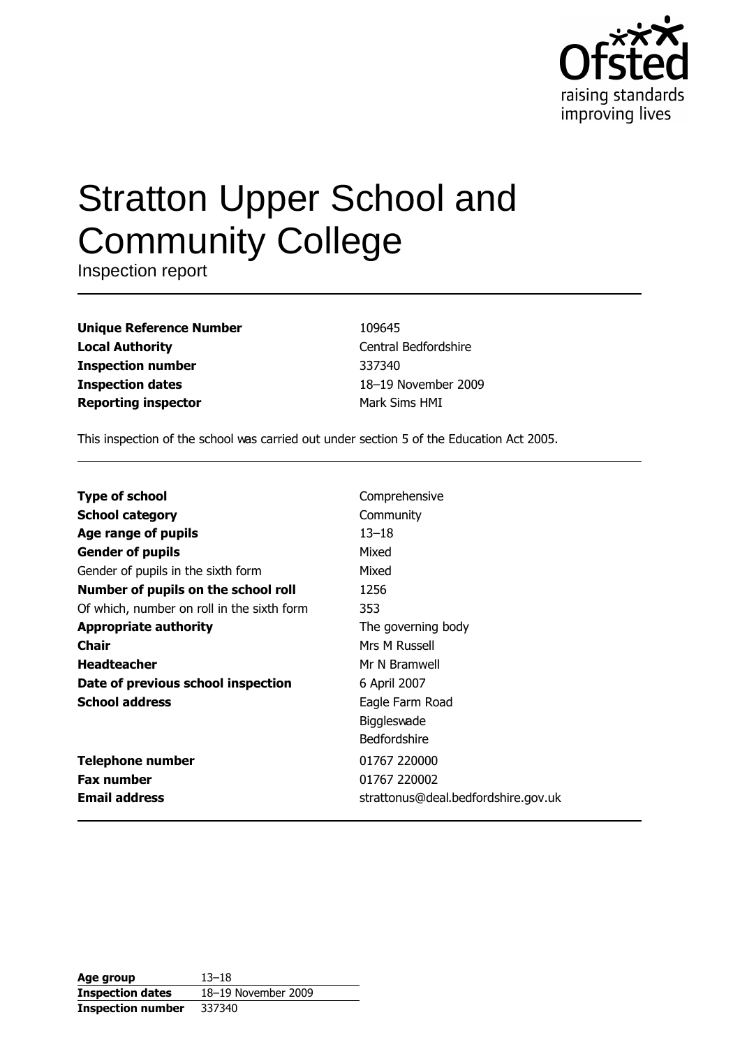# Stratton Upper School and Community College

Inspection report

| | |
|---|---|
| **Unique Reference Number** | 109645 |
| **Local Authority** | Central Bedfordshire |
| **Inspection number** | 337340 |
| **Inspection dates** | 18–19 November 2009 |
| **Reporting inspector** | Mark Sims HMI |

This inspection of the school was carried out under section 5 of the Education Act 2005.

| | |
|---|---|
| **Type of school** | Comprehensive |
| **School category** | Community |
| **Age range of pupils** | 13–18 |
| **Gender of pupils** | Mixed |
| Gender of pupils in the sixth form | Mixed |
| **Number of pupils on the school roll** | 1256 |
| Of which, number on roll in the sixth form | 353 |
| **Appropriate authority** | The governing body |
| **Chair** | Mrs M Russell |
| **Headteacher** | Mr N Bramwell |
| **Date of previous school inspection** | 6 April 2007 |
| **School address** | Eagle Farm Road<br>Biggleswade<br>Bedfordshire |
| **Telephone number** | 01767 220000 |
| **Fax number** | 01767 220002 |
| **Email address** | strattonus@deal.bedfordshire.gov.uk |

| | |
|---|---|
| **Age group** | 13–18 |
| **Inspection dates** | 18–19 November 2009 |
| **Inspection number** | 337340 |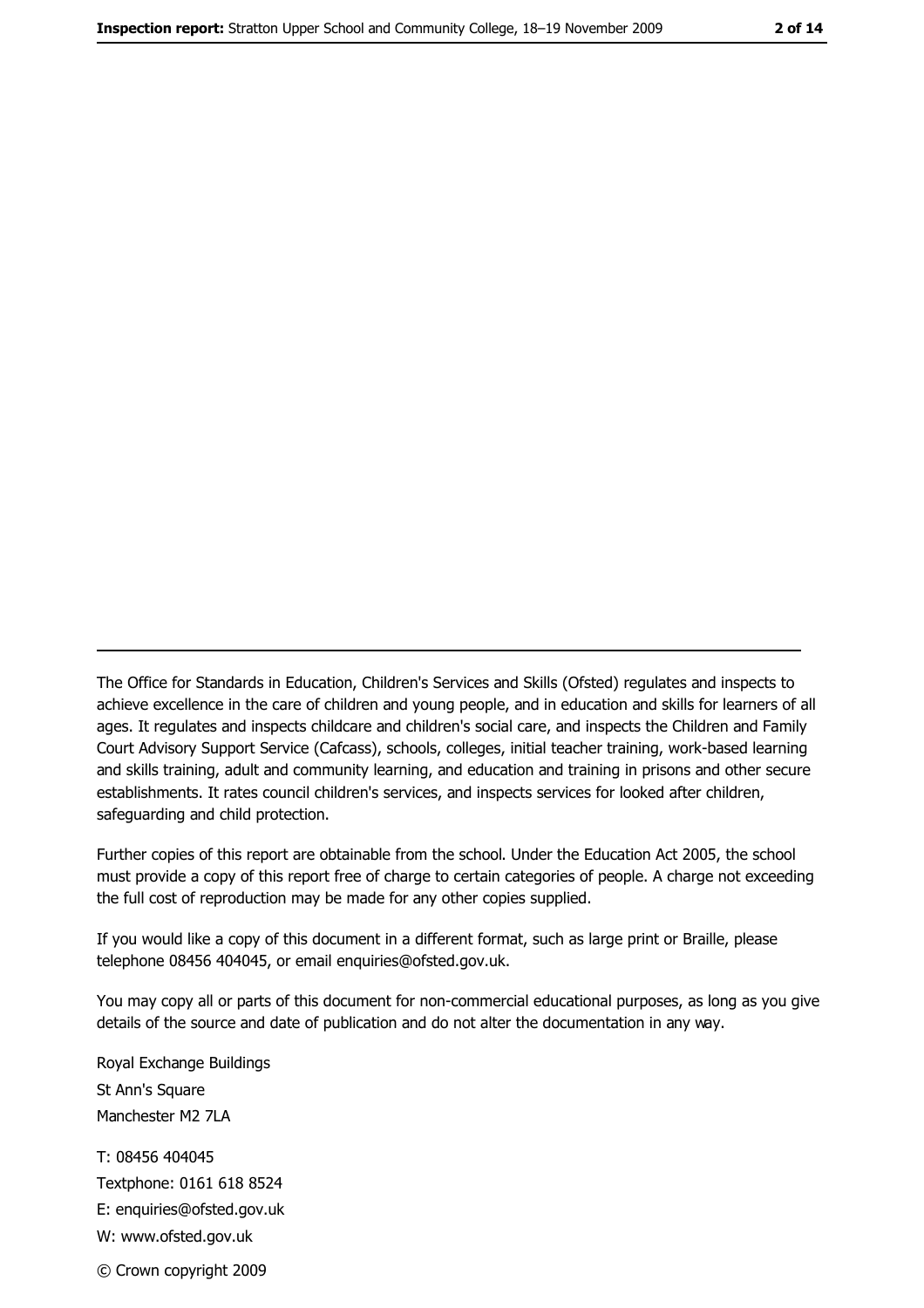The Office for Standards in Education, Children's Services and Skills (Ofsted) regulates and inspects to achieve excellence in the care of children and young people, and in education and skills for learners of all ages. It regulates and inspects childcare and children's social care, and inspects the Children and Family Court Advisory Support Service (Cafcass), schools, colleges, initial teacher training, work-based learning and skills training, adult and community learning, and education and training in prisons and other secure establishments. It rates council children's services, and inspects services for looked after children, safeguarding and child protection.

Further copies of this report are obtainable from the school. Under the Education Act 2005, the school must provide a copy of this report free of charge to certain categories of people. A charge not exceeding the full cost of reproduction may be made for any other copies supplied.

If you would like a copy of this document in a different format, such as large print or Braille, please telephone 08456 404045, or email enquiries@ofsted.gov.uk.

You may copy all or parts of this document for non-commercial educational purposes, as long as you give details of the source and date of publication and do not alter the documentation in any way.

Royal Exchange Buildings
St Ann's Square
Manchester M2 7LA

T: 08456 404045
Textphone: 0161 618 8524
E: enquiries@ofsted.gov.uk
W: www.ofsted.gov.uk

© Crown copyright 2009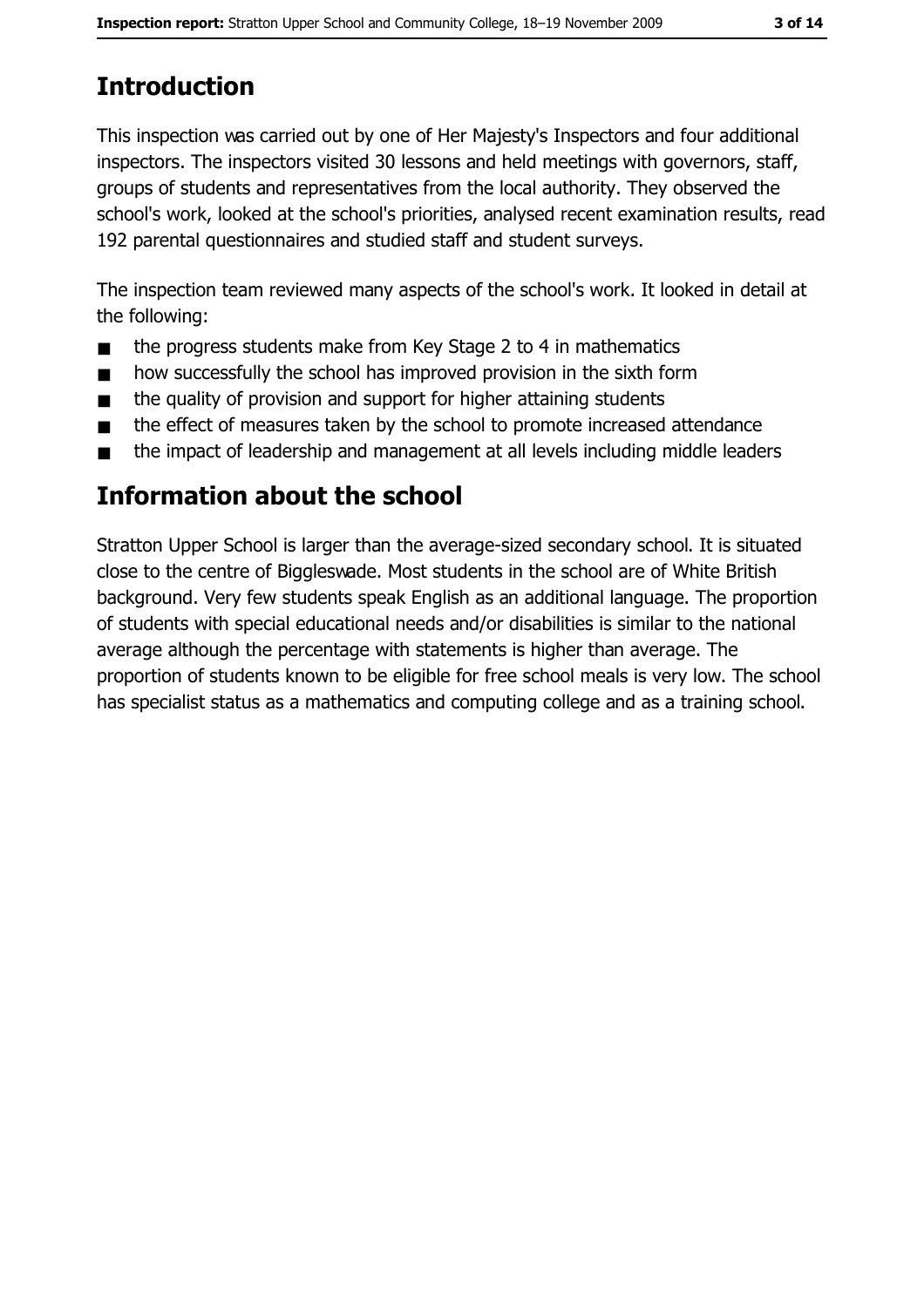# Introduction

This inspection was carried out by one of Her Majesty's Inspectors and four additional inspectors. The inspectors visited 30 lessons and held meetings with governors, staff, groups of students and representatives from the local authority. They observed the school's work, looked at the school's priorities, analysed recent examination results, read 192 parental questionnaires and studied staff and student surveys.

The inspection team reviewed many aspects of the school's work. It looked in detail at the following:

- the progress students make from Key Stage 2 to 4 in mathematics
- how successfully the school has improved provision in the sixth form
- the quality of provision and support for higher attaining students
- the effect of measures taken by the school to promote increased attendance
- the impact of leadership and management at all levels including middle leaders

# Information about the school

Stratton Upper School is larger than the average-sized secondary school. It is situated close to the centre of Biggleswade. Most students in the school are of White British background. Very few students speak English as an additional language. The proportion of students with special educational needs and/or disabilities is similar to the national average although the percentage with statements is higher than average. The proportion of students known to be eligible for free school meals is very low. The school has specialist status as a mathematics and computing college and as a training school.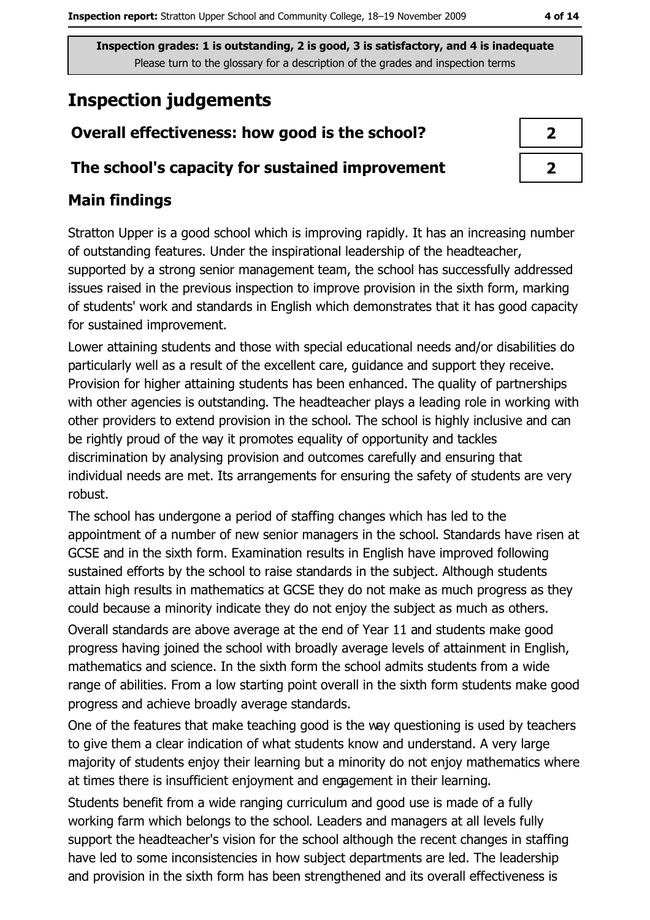**Inspection grades: 1 is outstanding, 2 is good, 3 is satisfactory, and 4 is inadequate**
Please turn to the glossary for a description of the grades and inspection terms

# Inspection judgements

| | |
|---|---|
| **Overall effectiveness: how good is the school?** | **2** |
| **The school's capacity for sustained improvement** | **2** |

## Main findings

Stratton Upper is a good school which is improving rapidly. It has an increasing number of outstanding features. Under the inspirational leadership of the headteacher, supported by a strong senior management team, the school has successfully addressed issues raised in the previous inspection to improve provision in the sixth form, marking of students' work and standards in English which demonstrates that it has good capacity for sustained improvement.

Lower attaining students and those with special educational needs and/or disabilities do particularly well as a result of the excellent care, guidance and support they receive. Provision for higher attaining students has been enhanced. The quality of partnerships with other agencies is outstanding. The headteacher plays a leading role in working with other providers to extend provision in the school. The school is highly inclusive and can be rightly proud of the way it promotes equality of opportunity and tackles discrimination by analysing provision and outcomes carefully and ensuring that individual needs are met. Its arrangements for ensuring the safety of students are very robust.

The school has undergone a period of staffing changes which has led to the appointment of a number of new senior managers in the school. Standards have risen at GCSE and in the sixth form. Examination results in English have improved following sustained efforts by the school to raise standards in the subject. Although students attain high results in mathematics at GCSE they do not make as much progress as they could because a minority indicate they do not enjoy the subject as much as others.

Overall standards are above average at the end of Year 11 and students make good progress having joined the school with broadly average levels of attainment in English, mathematics and science. In the sixth form the school admits students from a wide range of abilities. From a low starting point overall in the sixth form students make good progress and achieve broadly average standards.

One of the features that make teaching good is the way questioning is used by teachers to give them a clear indication of what students know and understand. A very large majority of students enjoy their learning but a minority do not enjoy mathematics where at times there is insufficient enjoyment and engagement in their learning.

Students benefit from a wide ranging curriculum and good use is made of a fully working farm which belongs to the school. Leaders and managers at all levels fully support the headteacher's vision for the school although the recent changes in staffing have led to some inconsistencies in how subject departments are led. The leadership and provision in the sixth form has been strengthened and its overall effectiveness is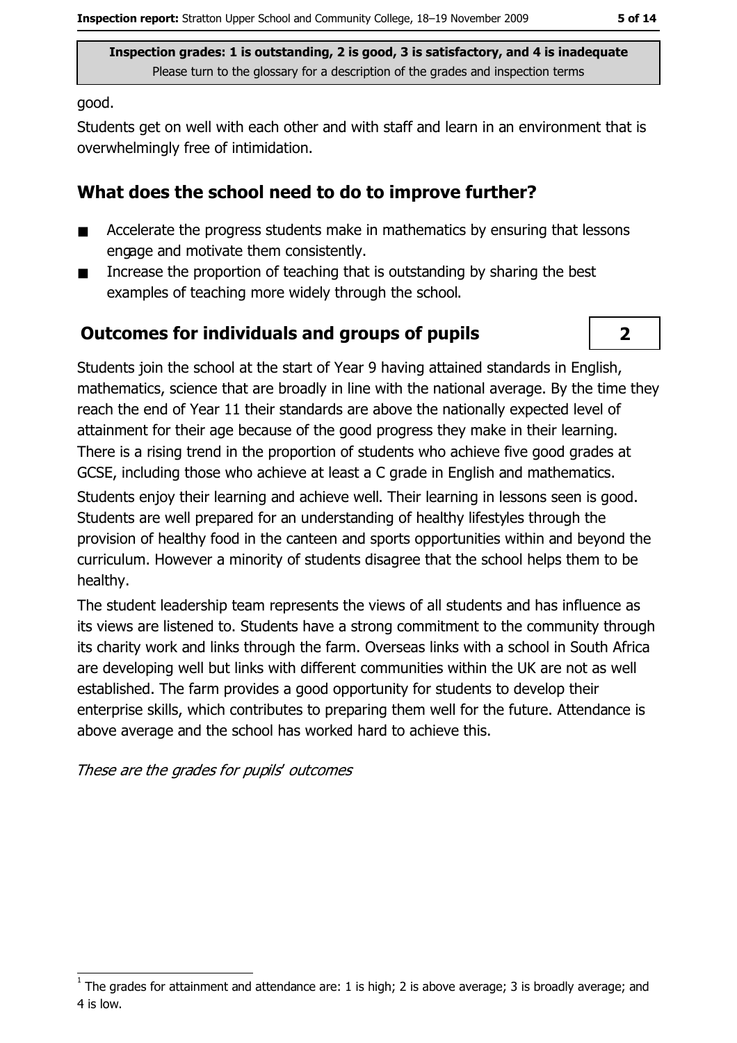**Inspection grades: 1 is outstanding, 2 is good, 3 is satisfactory, and 4 is inadequate**
Please turn to the glossary for a description of the grades and inspection terms

good.

Students get on well with each other and with staff and learn in an environment that is overwhelmingly free of intimidation.

## What does the school need to do to improve further?

- Accelerate the progress students make in mathematics by ensuring that lessons engage and motivate them consistently.
- Increase the proportion of teaching that is outstanding by sharing the best examples of teaching more widely through the school.

## Outcomes for individuals and groups of pupils

**2**

Students join the school at the start of Year 9 having attained standards in English, mathematics, science that are broadly in line with the national average. By the time they reach the end of Year 11 their standards are above the nationally expected level of attainment for their age because of the good progress they make in their learning. There is a rising trend in the proportion of students who achieve five good grades at GCSE, including those who achieve at least a C grade in English and mathematics.

Students enjoy their learning and achieve well. Their learning in lessons seen is good. Students are well prepared for an understanding of healthy lifestyles through the provision of healthy food in the canteen and sports opportunities within and beyond the curriculum. However a minority of students disagree that the school helps them to be healthy.

The student leadership team represents the views of all students and has influence as its views are listened to. Students have a strong commitment to the community through its charity work and links through the farm. Overseas links with a school in South Africa are developing well but links with different communities within the UK are not as well established. The farm provides a good opportunity for students to develop their enterprise skills, which contributes to preparing them well for the future. Attendance is above average and the school has worked hard to achieve this.

*These are the grades for pupils' outcomes*

[1] The grades for attainment and attendance are: 1 is high; 2 is above average; 3 is broadly average; and 4 is low.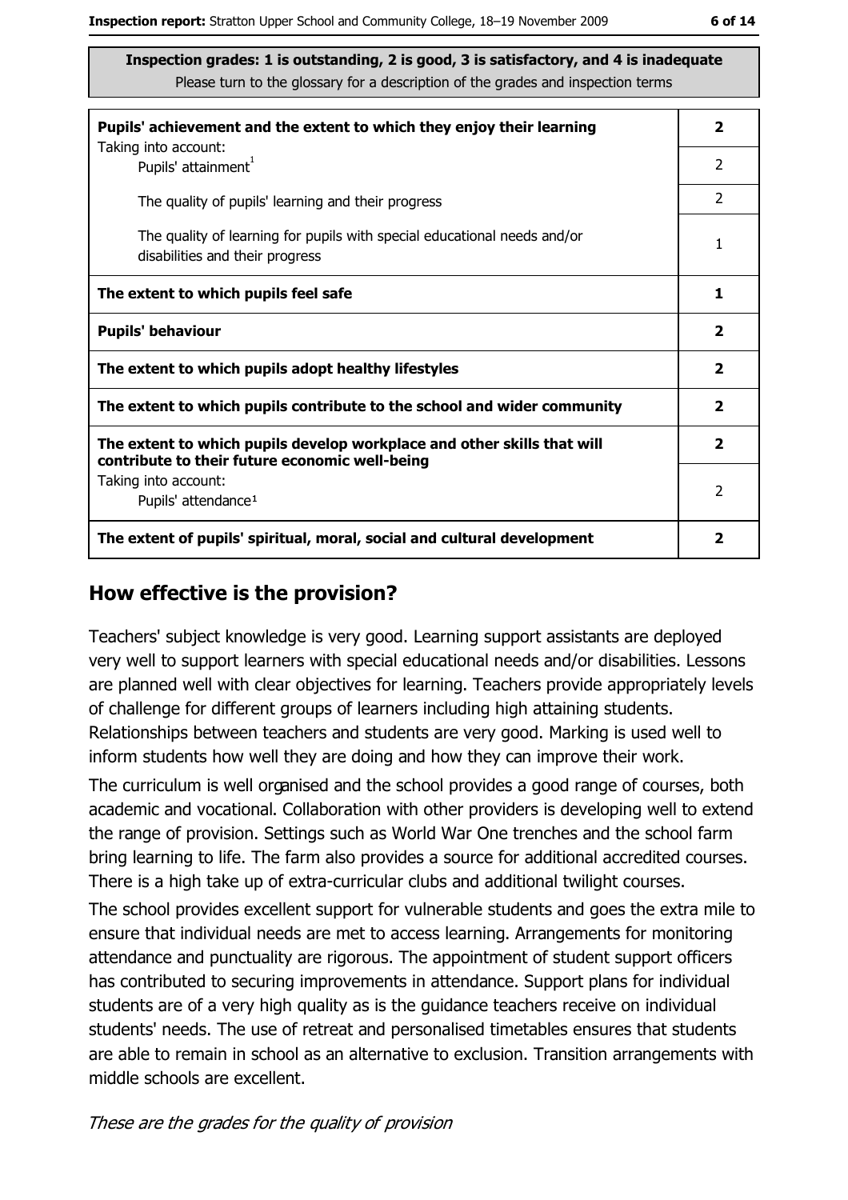**Inspection grades: 1 is outstanding, 2 is good, 3 is satisfactory, and 4 is inadequate**
Please turn to the glossary for a description of the grades and inspection terms

| | |
|---|---|
| **Pupils' achievement and the extent to which they enjoy their learning** Taking into account: | **2** |
| Pupils' attainment[1] | 2 |
| The quality of pupils' learning and their progress | 2 |
| The quality of learning for pupils with special educational needs and/or disabilities and their progress | 1 |
| **The extent to which pupils feel safe** | **1** |
| **Pupils' behaviour** | **2** |
| **The extent to which pupils adopt healthy lifestyles** | **2** |
| **The extent to which pupils contribute to the school and wider community** | **2** |
| **The extent to which pupils develop workplace and other skills that will contribute to their future economic well-being** | **2** |
| Taking into account: Pupils' attendance[1] | 2 |
| **The extent of pupils' spiritual, moral, social and cultural development** | **2** |

## How effective is the provision?

Teachers' subject knowledge is very good. Learning support assistants are deployed very well to support learners with special educational needs and/or disabilities. Lessons are planned well with clear objectives for learning. Teachers provide appropriately levels of challenge for different groups of learners including high attaining students. Relationships between teachers and students are very good. Marking is used well to inform students how well they are doing and how they can improve their work.

The curriculum is well organised and the school provides a good range of courses, both academic and vocational. Collaboration with other providers is developing well to extend the range of provision. Settings such as World War One trenches and the school farm bring learning to life. The farm also provides a source for additional accredited courses. There is a high take up of extra-curricular clubs and additional twilight courses.

The school provides excellent support for vulnerable students and goes the extra mile to ensure that individual needs are met to access learning. Arrangements for monitoring attendance and punctuality are rigorous. The appointment of student support officers has contributed to securing improvements in attendance. Support plans for individual students are of a very high quality as is the guidance teachers receive on individual students' needs. The use of retreat and personalised timetables ensures that students are able to remain in school as an alternative to exclusion. Transition arrangements with middle schools are excellent.

*These are the grades for the quality of provision*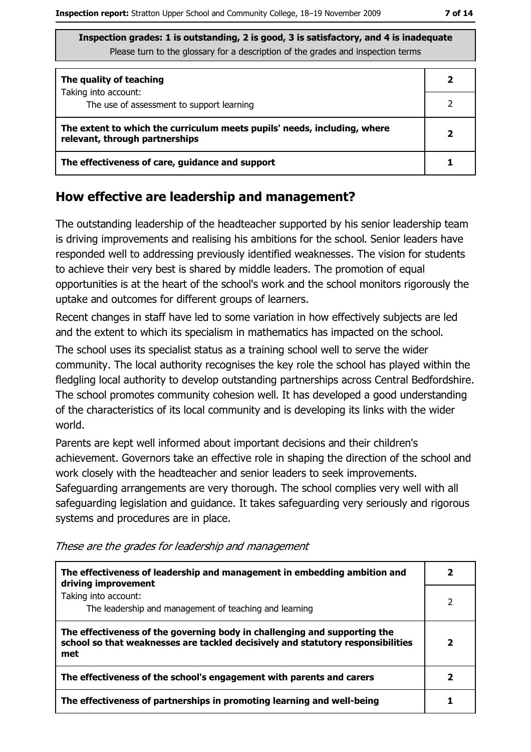| Inspection grades: 1 is outstanding, 2 is good, 3 is satisfactory, and 4 is inadequate<br>Please turn to the glossary for a description of the grades and inspection terms | |
|---|---|
| **The quality of teaching** | **2** |
| Taking into account:<br>The use of assessment to support learning | 2 |
| **The extent to which the curriculum meets pupils' needs, including, where relevant, through partnerships** | **2** |
| **The effectiveness of care, guidance and support** | **1** |

## How effective are leadership and management?

The outstanding leadership of the headteacher supported by his senior leadership team is driving improvements and realising his ambitions for the school. Senior leaders have responded well to addressing previously identified weaknesses. The vision for students to achieve their very best is shared by middle leaders. The promotion of equal opportunities is at the heart of the school's work and the school monitors rigorously the uptake and outcomes for different groups of learners.

Recent changes in staff have led to some variation in how effectively subjects are led and the extent to which its specialism in mathematics has impacted on the school.

The school uses its specialist status as a training school well to serve the wider community. The local authority recognises the key role the school has played within the fledgling local authority to develop outstanding partnerships across Central Bedfordshire. The school promotes community cohesion well. It has developed a good understanding of the characteristics of its local community and is developing its links with the wider world.

Parents are kept well informed about important decisions and their children's achievement. Governors take an effective role in shaping the direction of the school and work closely with the headteacher and senior leaders to seek improvements. Safeguarding arrangements are very thorough. The school complies very well with all safeguarding legislation and guidance. It takes safeguarding very seriously and rigorous systems and procedures are in place.

*These are the grades for leadership and management*

| | |
|---|---|
| **The effectiveness of leadership and management in embedding ambition and driving improvement** | **2** |
| Taking into account:<br>The leadership and management of teaching and learning | 2 |
| **The effectiveness of the governing body in challenging and supporting the school so that weaknesses are tackled decisively and statutory responsibilities met** | **2** |
| **The effectiveness of the school's engagement with parents and carers** | **2** |
| **The effectiveness of partnerships in promoting learning and well-being** | **1** |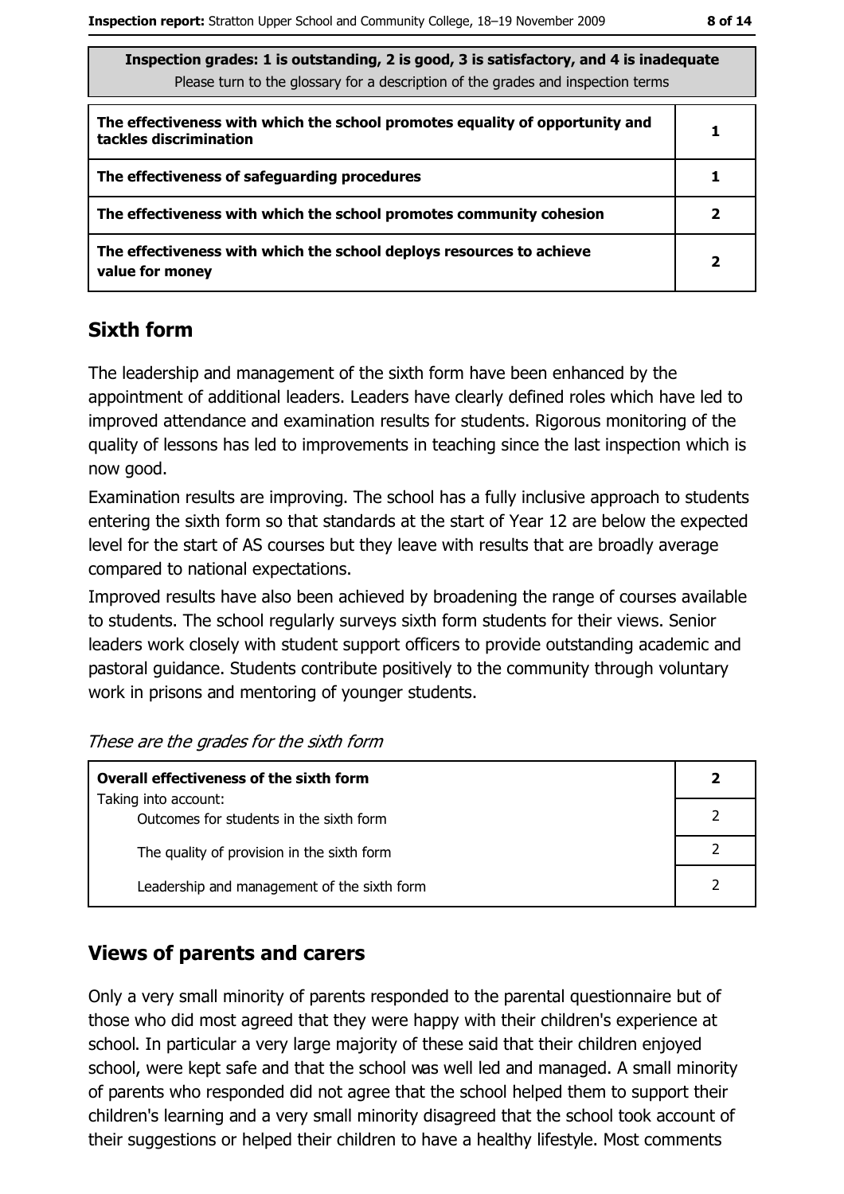| Inspection grades: 1 is outstanding, 2 is good, 3 is satisfactory, and 4 is inadequate<br>Please turn to the glossary for a description of the grades and inspection terms | |
|---|---|
| **The effectiveness with which the school promotes equality of opportunity and tackles discrimination** | **1** |
| **The effectiveness of safeguarding procedures** | **1** |
| **The effectiveness with which the school promotes community cohesion** | **2** |
| **The effectiveness with which the school deploys resources to achieve value for money** | **2** |

## Sixth form

The leadership and management of the sixth form have been enhanced by the appointment of additional leaders. Leaders have clearly defined roles which have led to improved attendance and examination results for students. Rigorous monitoring of the quality of lessons has led to improvements in teaching since the last inspection which is now good.

Examination results are improving. The school has a fully inclusive approach to students entering the sixth form so that standards at the start of Year 12 are below the expected level for the start of AS courses but they leave with results that are broadly average compared to national expectations.

Improved results have also been achieved by broadening the range of courses available to students. The school regularly surveys sixth form students for their views. Senior leaders work closely with student support officers to provide outstanding academic and pastoral guidance. Students contribute positively to the community through voluntary work in prisons and mentoring of younger students.

*These are the grades for the sixth form*

| **Overall effectiveness of the sixth form** | **2** |
|---|---|
| Taking into account:<br>Outcomes for students in the sixth form | 2 |
| The quality of provision in the sixth form | 2 |
| Leadership and management of the sixth form | 2 |

## Views of parents and carers

Only a very small minority of parents responded to the parental questionnaire but of those who did most agreed that they were happy with their children's experience at school. In particular a very large majority of these said that their children enjoyed school, were kept safe and that the school was well led and managed. A small minority of parents who responded did not agree that the school helped them to support their children's learning and a very small minority disagreed that the school took account of their suggestions or helped their children to have a healthy lifestyle. Most comments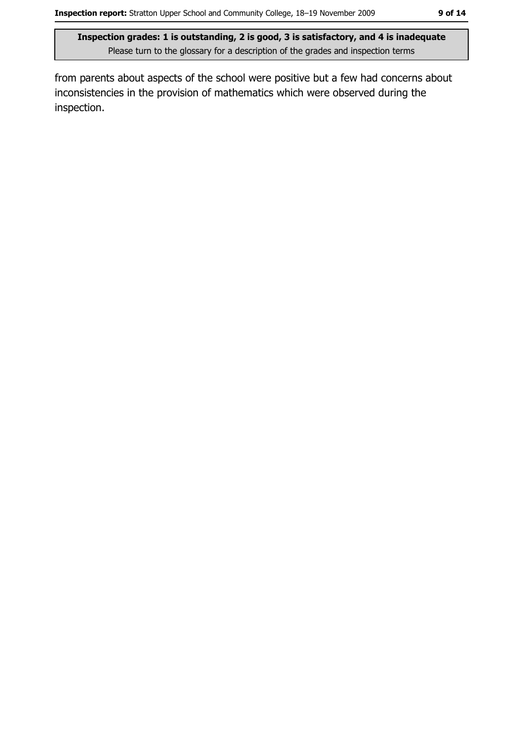from parents about aspects of the school were positive but a few had concerns about inconsistencies in the provision of mathematics which were observed during the inspection.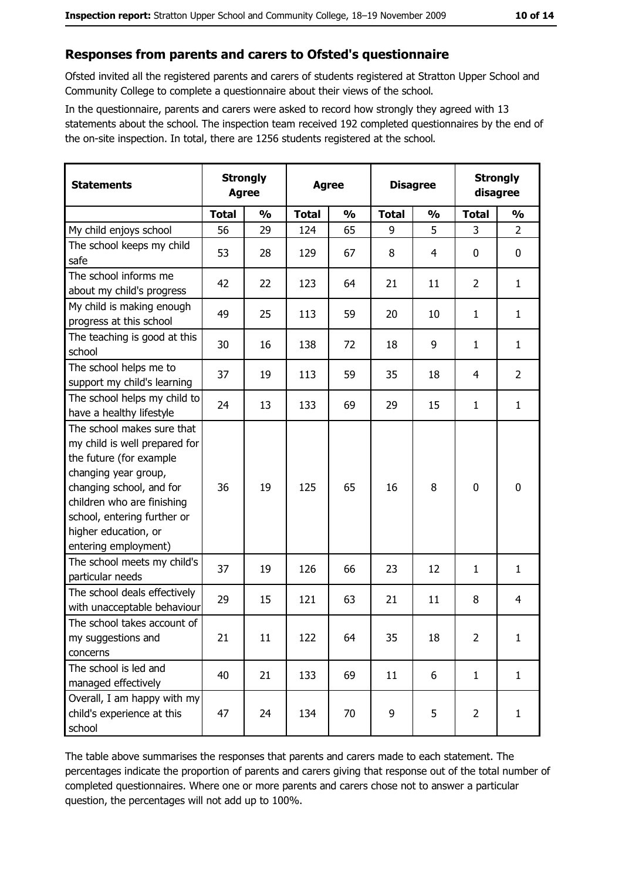## Responses from parents and carers to Ofsted's questionnaire

Ofsted invited all the registered parents and carers of students registered at Stratton Upper School and Community College to complete a questionnaire about their views of the school.

In the questionnaire, parents and carers were asked to record how strongly they agreed with 13 statements about the school. The inspection team received 192 completed questionnaires by the end of the on-site inspection. In total, there are 1256 students registered at the school.

| Statements | Strongly Agree | | Agree | | Disagree | | Strongly disagree | |
|---|---|---|---|---|---|---|---|---|
| | Total | % | Total | % | Total | % | Total | % |
| My child enjoys school | 56 | 29 | 124 | 65 | 9 | 5 | 3 | 2 |
| The school keeps my child safe | 53 | 28 | 129 | 67 | 8 | 4 | 0 | 0 |
| The school informs me about my child's progress | 42 | 22 | 123 | 64 | 21 | 11 | 2 | 1 |
| My child is making enough progress at this school | 49 | 25 | 113 | 59 | 20 | 10 | 1 | 1 |
| The teaching is good at this school | 30 | 16 | 138 | 72 | 18 | 9 | 1 | 1 |
| The school helps me to support my child's learning | 37 | 19 | 113 | 59 | 35 | 18 | 4 | 2 |
| The school helps my child to have a healthy lifestyle | 24 | 13 | 133 | 69 | 29 | 15 | 1 | 1 |
| The school makes sure that my child is well prepared for the future (for example changing year group, changing school, and for children who are finishing school, entering further or higher education, or entering employment) | 36 | 19 | 125 | 65 | 16 | 8 | 0 | 0 |
| The school meets my child's particular needs | 37 | 19 | 126 | 66 | 23 | 12 | 1 | 1 |
| The school deals effectively with unacceptable behaviour | 29 | 15 | 121 | 63 | 21 | 11 | 8 | 4 |
| The school takes account of my suggestions and concerns | 21 | 11 | 122 | 64 | 35 | 18 | 2 | 1 |
| The school is led and managed effectively | 40 | 21 | 133 | 69 | 11 | 6 | 1 | 1 |
| Overall, I am happy with my child's experience at this school | 47 | 24 | 134 | 70 | 9 | 5 | 2 | 1 |

The table above summarises the responses that parents and carers made to each statement. The percentages indicate the proportion of parents and carers giving that response out of the total number of completed questionnaires. Where one or more parents and carers chose not to answer a particular question, the percentages will not add up to 100%.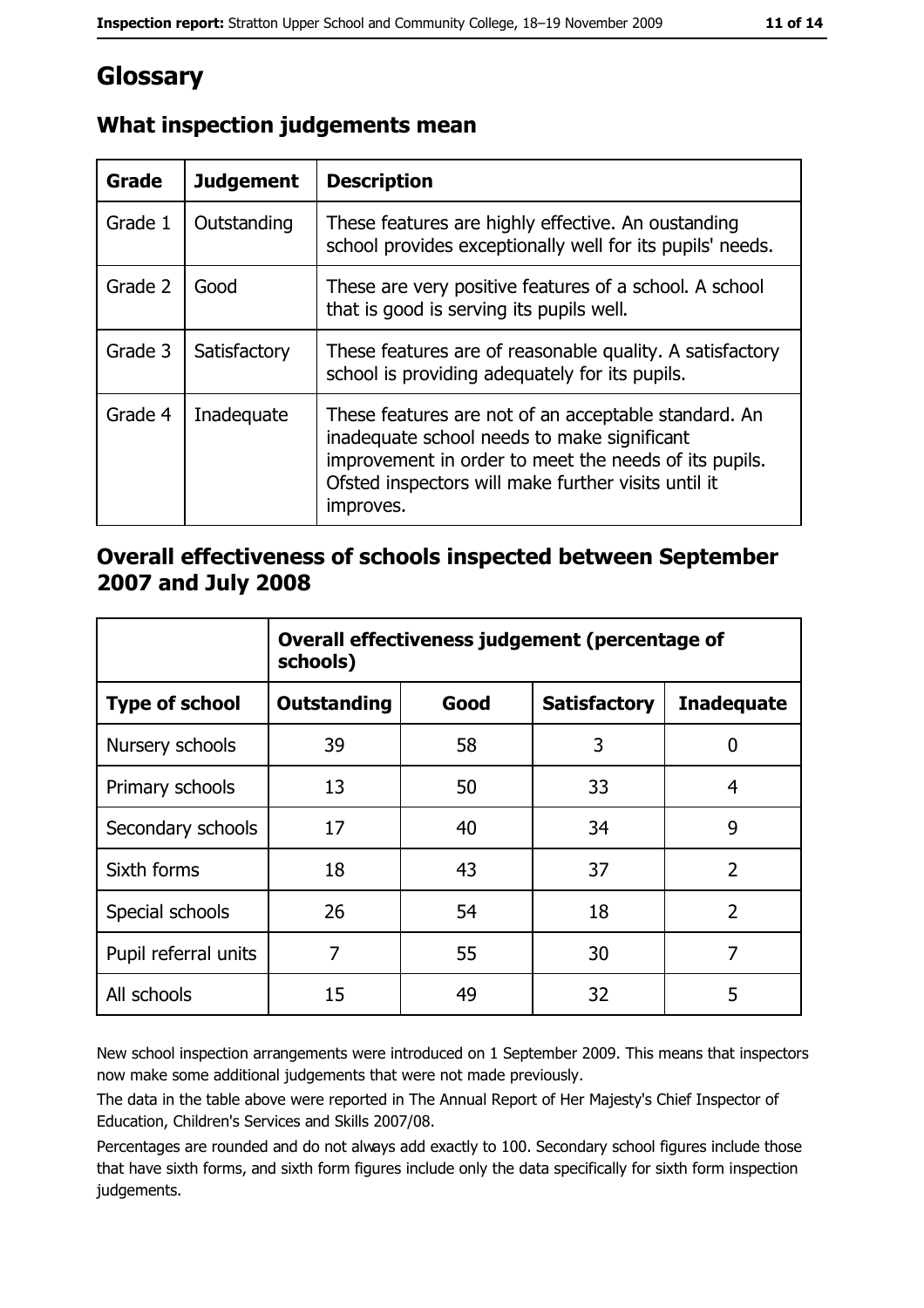# Glossary

## What inspection judgements mean

| Grade | Judgement | Description |
|---|---|---|
| Grade 1 | Outstanding | These features are highly effective. An oustanding school provides exceptionally well for its pupils' needs. |
| Grade 2 | Good | These are very positive features of a school. A school that is good is serving its pupils well. |
| Grade 3 | Satisfactory | These features are of reasonable quality. A satisfactory school is providing adequately for its pupils. |
| Grade 4 | Inadequate | These features are not of an acceptable standard. An inadequate school needs to make significant improvement in order to meet the needs of its pupils. Ofsted inspectors will make further visits until it improves. |

## Overall effectiveness of schools inspected between September 2007 and July 2008

| | Overall effectiveness judgement (percentage of schools) | | | |
|---|---|---|---|---|
| **Type of school** | **Outstanding** | **Good** | **Satisfactory** | **Inadequate** |
| Nursery schools | 39 | 58 | 3 | 0 |
| Primary schools | 13 | 50 | 33 | 4 |
| Secondary schools | 17 | 40 | 34 | 9 |
| Sixth forms | 18 | 43 | 37 | 2 |
| Special schools | 26 | 54 | 18 | 2 |
| Pupil referral units | 7 | 55 | 30 | 7 |
| All schools | 15 | 49 | 32 | 5 |

New school inspection arrangements were introduced on 1 September 2009. This means that inspectors now make some additional judgements that were not made previously.

The data in the table above were reported in The Annual Report of Her Majesty's Chief Inspector of Education, Children's Services and Skills 2007/08.

Percentages are rounded and do not always add exactly to 100. Secondary school figures include those that have sixth forms, and sixth form figures include only the data specifically for sixth form inspection judgements.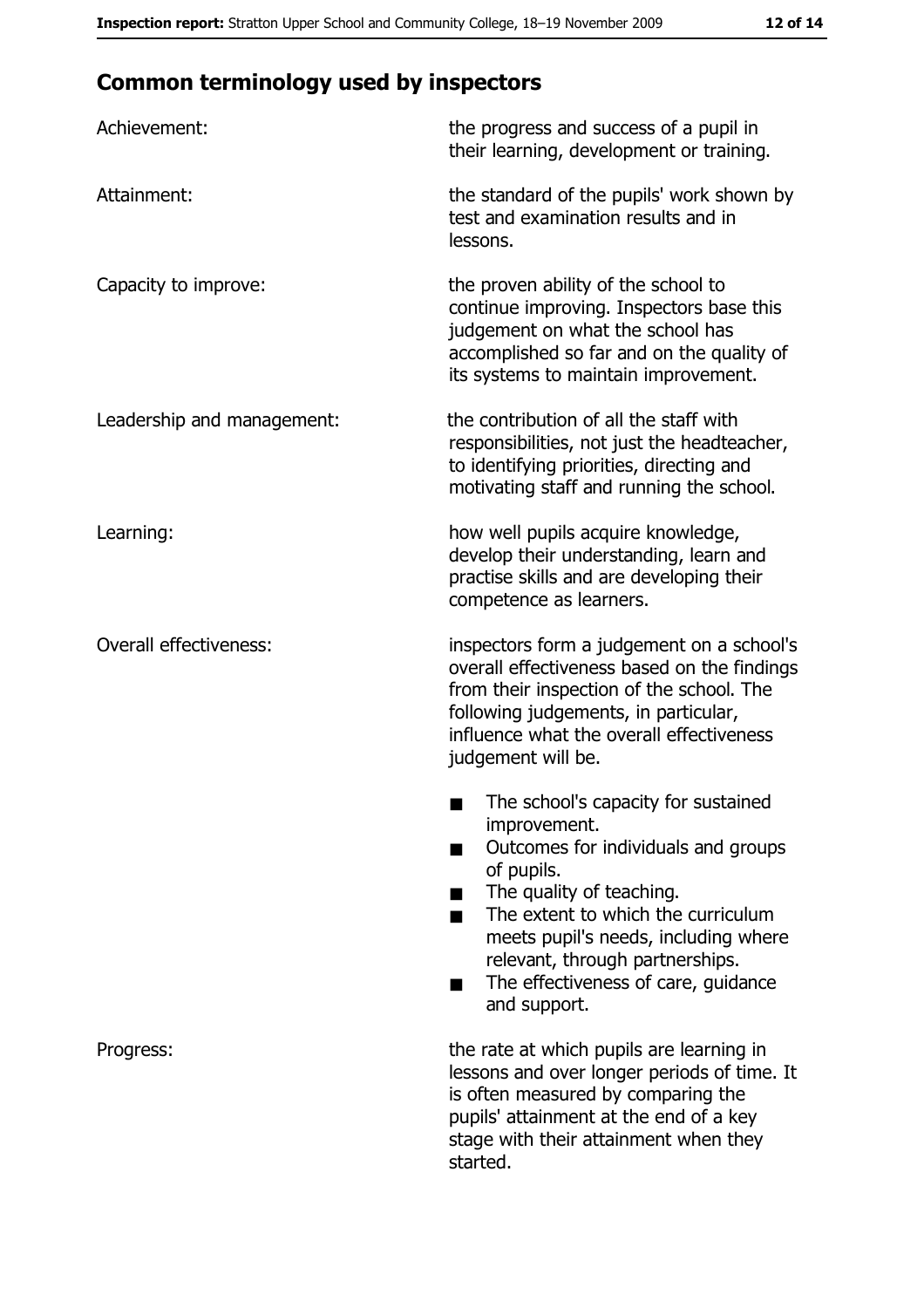## Common terminology used by inspectors

| | |
|---|---|
| Achievement: | the progress and success of a pupil in their learning, development or training. |
| Attainment: | the standard of the pupils' work shown by test and examination results and in lessons. |
| Capacity to improve: | the proven ability of the school to continue improving. Inspectors base this judgement on what the school has accomplished so far and on the quality of its systems to maintain improvement. |
| Leadership and management: | the contribution of all the staff with responsibilities, not just the headteacher, to identifying priorities, directing and motivating staff and running the school. |
| Learning: | how well pupils acquire knowledge, develop their understanding, learn and practise skills and are developing their competence as learners. |
| Overall effectiveness: | inspectors form a judgement on a school's overall effectiveness based on the findings from their inspection of the school. The following judgements, in particular, influence what the overall effectiveness judgement will be.<br>■ The school's capacity for sustained improvement.<br>■ Outcomes for individuals and groups of pupils.<br>■ The quality of teaching.<br>■ The extent to which the curriculum meets pupil's needs, including where relevant, through partnerships.<br>■ The effectiveness of care, guidance and support. |
| Progress: | the rate at which pupils are learning in lessons and over longer periods of time. It is often measured by comparing the pupils' attainment at the end of a key stage with their attainment when they started. |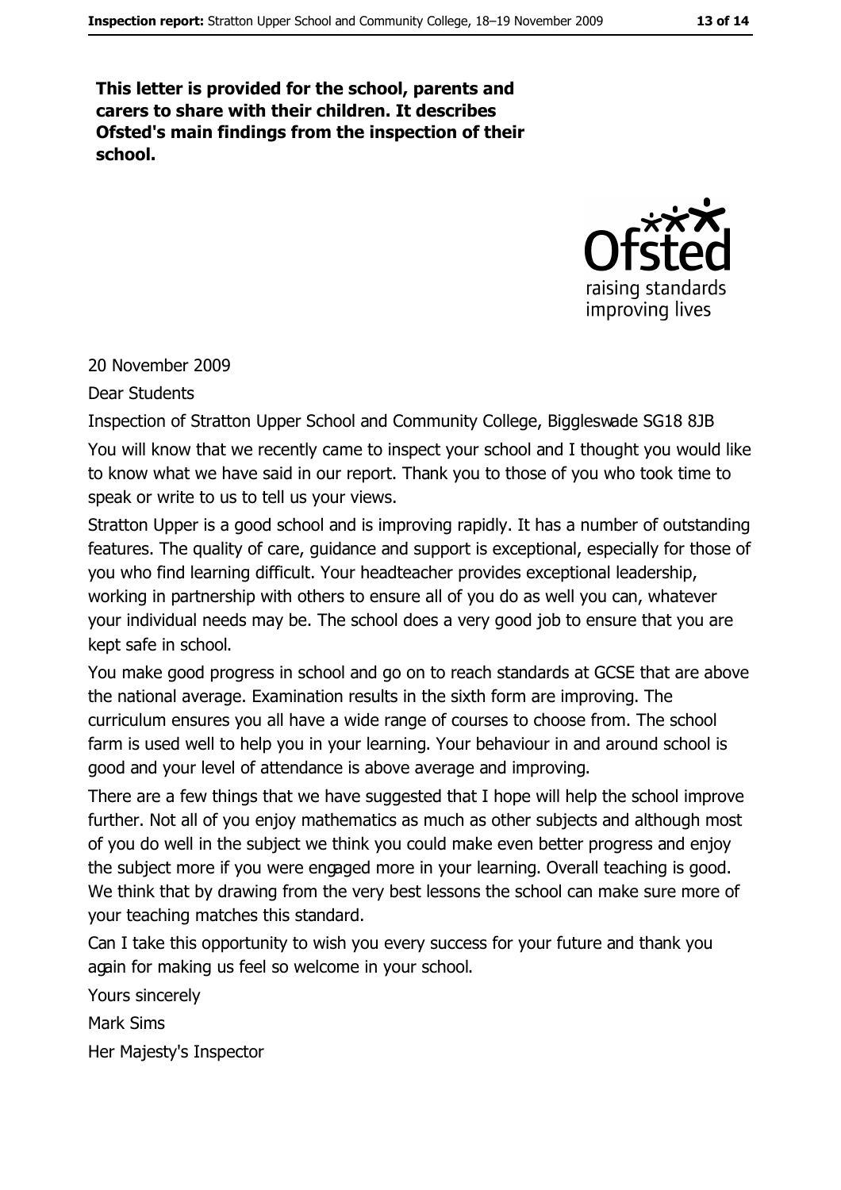**This letter is provided for the school, parents and carers to share with their children. It describes Ofsted's main findings from the inspection of their school.**

20 November 2009

Dear Students

Inspection of Stratton Upper School and Community College, Biggleswade SG18 8JB

You will know that we recently came to inspect your school and I thought you would like to know what we have said in our report. Thank you to those of you who took time to speak or write to us to tell us your views.

Stratton Upper is a good school and is improving rapidly. It has a number of outstanding features. The quality of care, guidance and support is exceptional, especially for those of you who find learning difficult. Your headteacher provides exceptional leadership, working in partnership with others to ensure all of you do as well you can, whatever your individual needs may be. The school does a very good job to ensure that you are kept safe in school.

You make good progress in school and go on to reach standards at GCSE that are above the national average. Examination results in the sixth form are improving. The curriculum ensures you all have a wide range of courses to choose from. The school farm is used well to help you in your learning. Your behaviour in and around school is good and your level of attendance is above average and improving.

There are a few things that we have suggested that I hope will help the school improve further. Not all of you enjoy mathematics as much as other subjects and although most of you do well in the subject we think you could make even better progress and enjoy the subject more if you were engaged more in your learning. Overall teaching is good. We think that by drawing from the very best lessons the school can make sure more of your teaching matches this standard.

Can I take this opportunity to wish you every success for your future and thank you again for making us feel so welcome in your school.

Yours sincerely

Mark Sims

Her Majesty's Inspector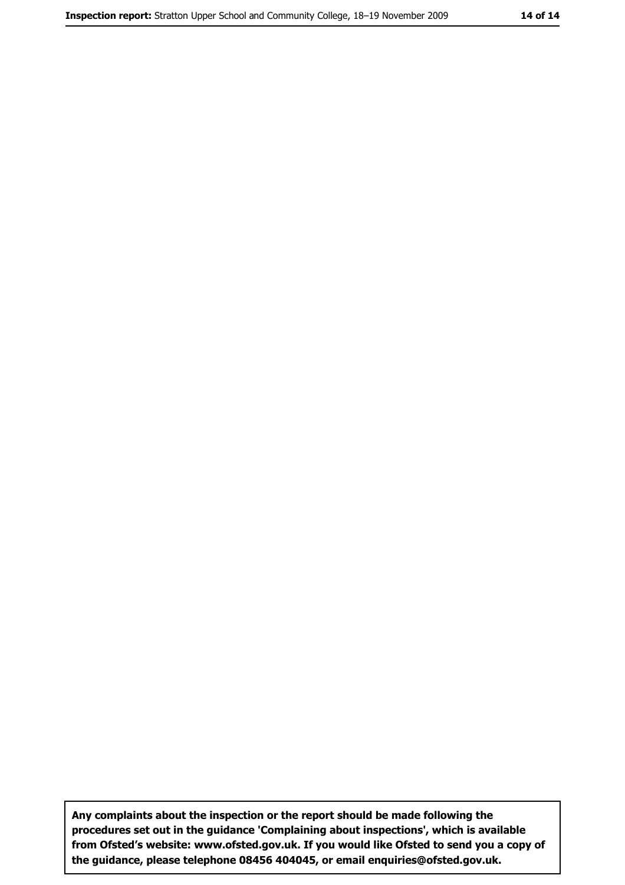**Any complaints about the inspection or the report should be made following the procedures set out in the guidance 'Complaining about inspections', which is available from Ofsted's website: www.ofsted.gov.uk. If you would like Ofsted to send you a copy of the guidance, please telephone 08456 404045, or email enquiries@ofsted.gov.uk.**